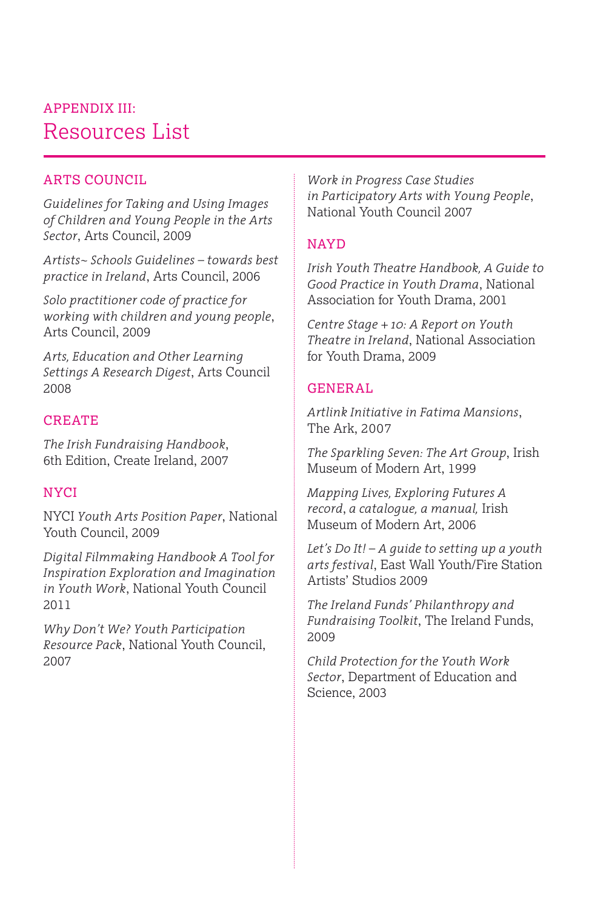## APPENDIX III:

# Resources List

### ARTS COUNCIL

*Guidelines for Taking and Using Images of Children and Young People in the Arts Sector*, Arts Council, 2009

*Artists~ Schools Guidelines – towards best practice in Ireland*, Arts Council, 2006

*Solo practitioner code of practice for working with children and young people*, Arts Council, 2009

*Arts, Education and Other Learning Settings A Research Digest*, Arts Council 2008

### CREATE

*The Irish Fundraising Handbook*, 6th Edition, Create Ireland, 2007

### NYCI

NYCI *Youth Arts Position Paper*, National Youth Council, 2009

*Digital Filmmaking Handbook A Tool for Inspiration Exploration and Imagination in Youth Work*, National Youth Council 2011

*Why Don't We? Youth Participation Resource Pack*, National Youth Council, 2007

*Work in Progress Case Studies in Participatory Arts with Young People*, National Youth Council 2007

### NAYD

*Irish Youth Theatre Handbook, A Guide to Good Practice in Youth Drama*, National Association for Youth Drama, 2001

*Centre Stage + 10: A Report on Youth Theatre in Ireland*, National Association for Youth Drama, 2009

### GENERAL

*Artlink Initiative in Fatima Mansions*, The Ark, 2007

*The Sparkling Seven: The Art Group*, Irish Museum of Modern Art, 1999

*Mapping Lives, Exploring Futures A record*, *a catalogue, a manual,* Irish Museum of Modern Art, 2006

*Let's Do It! – A guide to setting up a youth arts festival*, East Wall Youth/Fire Station Artists' Studios 2009

*The Ireland Funds' Philanthropy and Fundraising Toolkit*, The Ireland Funds, 2009

*Child Protection for the Youth Work Sector*, Department of Education and Science, 2003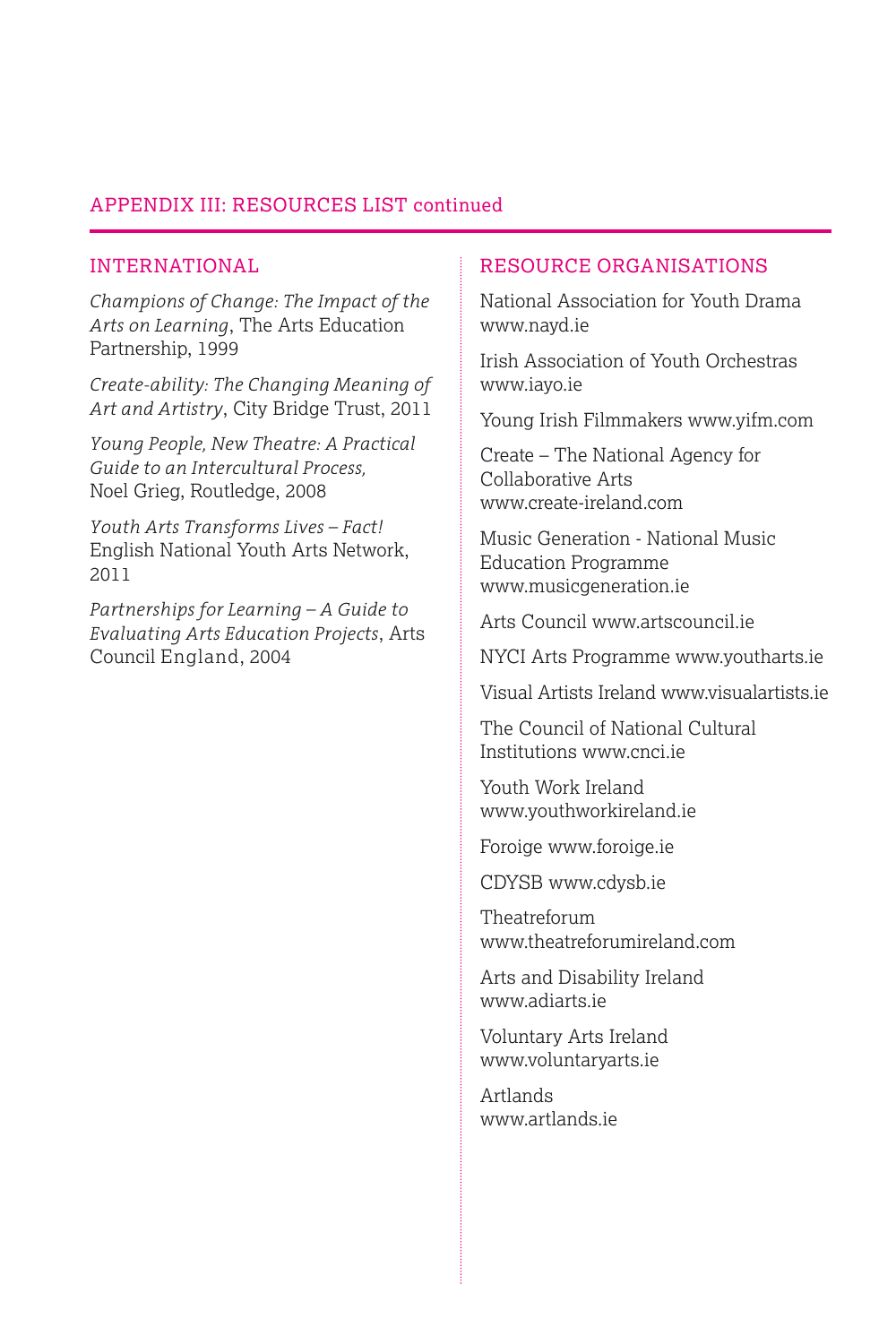## APPENDIX III: RESOURCES LIST continued

### INTERNATIONAL

*Champions of Change: The Impact of the Arts on Learning*, The Arts Education Partnership, 1999

*Create-ability: The Changing Meaning of Art and Artistry*, City Bridge Trust, 2011

*Young People, New Theatre: A Practical Guide to an Intercultural Process,* Noel Grieg, Routledge, 2008

*Youth Arts Transforms Lives – Fact!* English National Youth Arts Network, 2011

*Partnerships for Learning – A Guide to Evaluating Arts Education Projects*, Arts Council England, 2004

### RESOURCE ORGANISATIONS

National Association for Youth Drama www.nayd.ie

Irish Association of Youth Orchestras www.iayo.ie

Young Irish Filmmakers www.yifm.com

Create – The National Agency for Collaborative Arts www.create-ireland.com

Music Generation - National Music Education Programme www.musicgeneration.ie

Arts Council www.artscouncil.ie

NYCI Arts Programme www.youtharts.ie

Visual Artists Ireland www.visualartists.ie

The Council of National Cultural Institutions www.cnci.ie

Youth Work Ireland www.youthworkireland.ie

Foroige www.foroige.ie

CDYSB www.cdysb.ie

Theatreforum www.theatreforumireland.com

Arts and Disability Ireland www.adiarts.ie

Voluntary Arts Ireland www.voluntaryarts.ie

Artlands www.artlands.ie